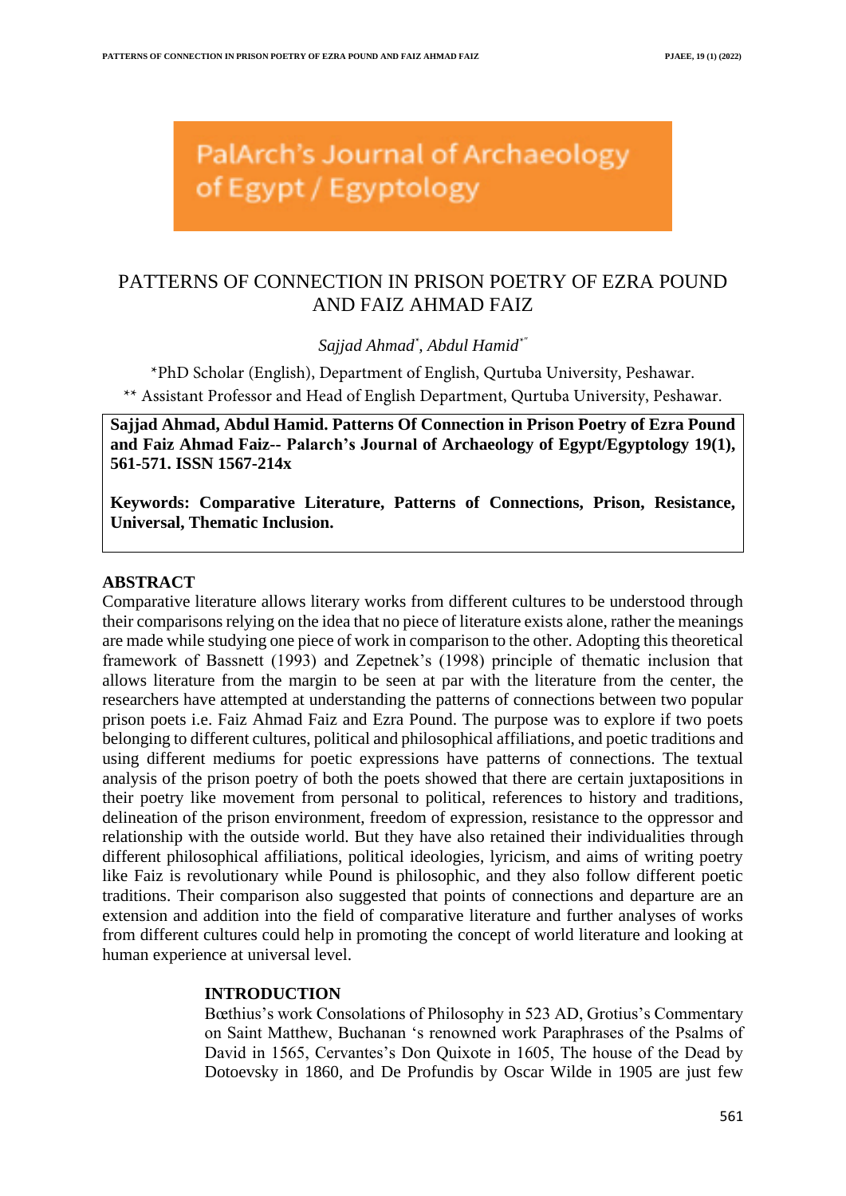PalArch's Journal of Archaeology of Egypt / Egyptology

# PATTERNS OF CONNECTION IN PRISON POETRY OF EZRA POUND AND FAIZ AHMAD FAIZ

*Sajjad Ahmad*[*], *Abdul Hamid*[**]

[*]PhD Scholar (English), Department of English, Qurtuba University, Peshawar.

[**] Assistant Professor and Head of English Department, Qurtuba University, Peshawar.

**Sajjad Ahmad, Abdul Hamid. Patterns Of Connection in Prison Poetry of Ezra Pound and Faiz Ahmad Faiz-- Palarch's Journal of Archaeology of Egypt/Egyptology 19(1), 561-571. ISSN 1567-214x**

**Keywords: Comparative Literature, Patterns of Connections, Prison, Resistance, Universal, Thematic Inclusion.**

## ABSTRACT

Comparative literature allows literary works from different cultures to be understood through their comparisons relying on the idea that no piece of literature exists alone, rather the meanings are made while studying one piece of work in comparison to the other. Adopting this theoretical framework of Bassnett (1993) and Zepetnek's (1998) principle of thematic inclusion that allows literature from the margin to be seen at par with the literature from the center, the researchers have attempted at understanding the patterns of connections between two popular prison poets i.e. Faiz Ahmad Faiz and Ezra Pound. The purpose was to explore if two poets belonging to different cultures, political and philosophical affiliations, and poetic traditions and using different mediums for poetic expressions have patterns of connections. The textual analysis of the prison poetry of both the poets showed that there are certain juxtapositions in their poetry like movement from personal to political, references to history and traditions, delineation of the prison environment, freedom of expression, resistance to the oppressor and relationship with the outside world. But they have also retained their individualities through different philosophical affiliations, political ideologies, lyricism, and aims of writing poetry like Faiz is revolutionary while Pound is philosophic, and they also follow different poetic traditions. Their comparison also suggested that points of connections and departure are an extension and addition into the field of comparative literature and further analyses of works from different cultures could help in promoting the concept of world literature and looking at human experience at universal level.

## INTRODUCTION

Bœthius's work Consolations of Philosophy in 523 AD, Grotius's Commentary on Saint Matthew, Buchanan 's renowned work Paraphrases of the Psalms of David in 1565, Cervantes's Don Quixote in 1605, The house of the Dead by Dotoevsky in 1860, and De Profundis by Oscar Wilde in 1905 are just few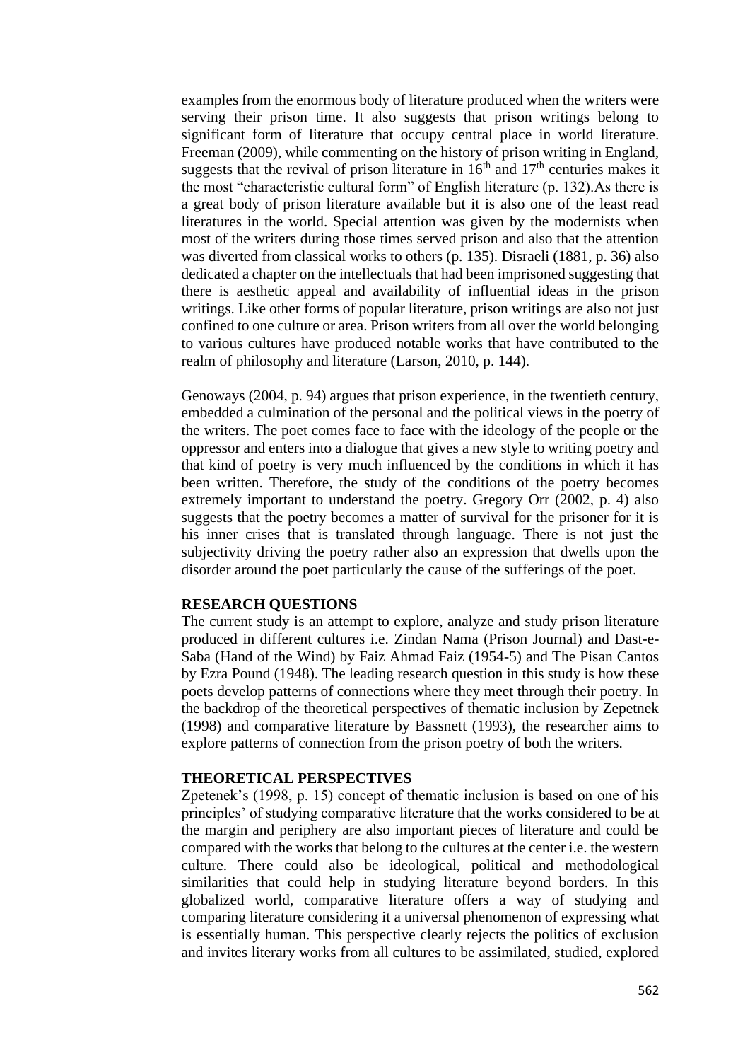examples from the enormous body of literature produced when the writers were serving their prison time. It also suggests that prison writings belong to significant form of literature that occupy central place in world literature. Freeman (2009), while commenting on the history of prison writing in England, suggests that the revival of prison literature in 16th and 17th centuries makes it the most "characteristic cultural form" of English literature (p. 132).As there is a great body of prison literature available but it is also one of the least read literatures in the world. Special attention was given by the modernists when most of the writers during those times served prison and also that the attention was diverted from classical works to others (p. 135). Disraeli (1881, p. 36) also dedicated a chapter on the intellectuals that had been imprisoned suggesting that there is aesthetic appeal and availability of influential ideas in the prison writings. Like other forms of popular literature, prison writings are also not just confined to one culture or area. Prison writers from all over the world belonging to various cultures have produced notable works that have contributed to the realm of philosophy and literature (Larson, 2010, p. 144).

Genoways (2004, p. 94) argues that prison experience, in the twentieth century, embedded a culmination of the personal and the political views in the poetry of the writers. The poet comes face to face with the ideology of the people or the oppressor and enters into a dialogue that gives a new style to writing poetry and that kind of poetry is very much influenced by the conditions in which it has been written. Therefore, the study of the conditions of the poetry becomes extremely important to understand the poetry. Gregory Orr (2002, p. 4) also suggests that the poetry becomes a matter of survival for the prisoner for it is his inner crises that is translated through language. There is not just the subjectivity driving the poetry rather also an expression that dwells upon the disorder around the poet particularly the cause of the sufferings of the poet.

## RESEARCH QUESTIONS

The current study is an attempt to explore, analyze and study prison literature produced in different cultures i.e. Zindan Nama (Prison Journal) and Dast-e-Saba (Hand of the Wind) by Faiz Ahmad Faiz (1954-5) and The Pisan Cantos by Ezra Pound (1948). The leading research question in this study is how these poets develop patterns of connections where they meet through their poetry. In the backdrop of the theoretical perspectives of thematic inclusion by Zepetnek (1998) and comparative literature by Bassnett (1993), the researcher aims to explore patterns of connection from the prison poetry of both the writers.

## THEORETICAL PERSPECTIVES

Zpetenek's (1998, p. 15) concept of thematic inclusion is based on one of his principles' of studying comparative literature that the works considered to be at the margin and periphery are also important pieces of literature and could be compared with the works that belong to the cultures at the center i.e. the western culture. There could also be ideological, political and methodological similarities that could help in studying literature beyond borders. In this globalized world, comparative literature offers a way of studying and comparing literature considering it a universal phenomenon of expressing what is essentially human. This perspective clearly rejects the politics of exclusion and invites literary works from all cultures to be assimilated, studied, explored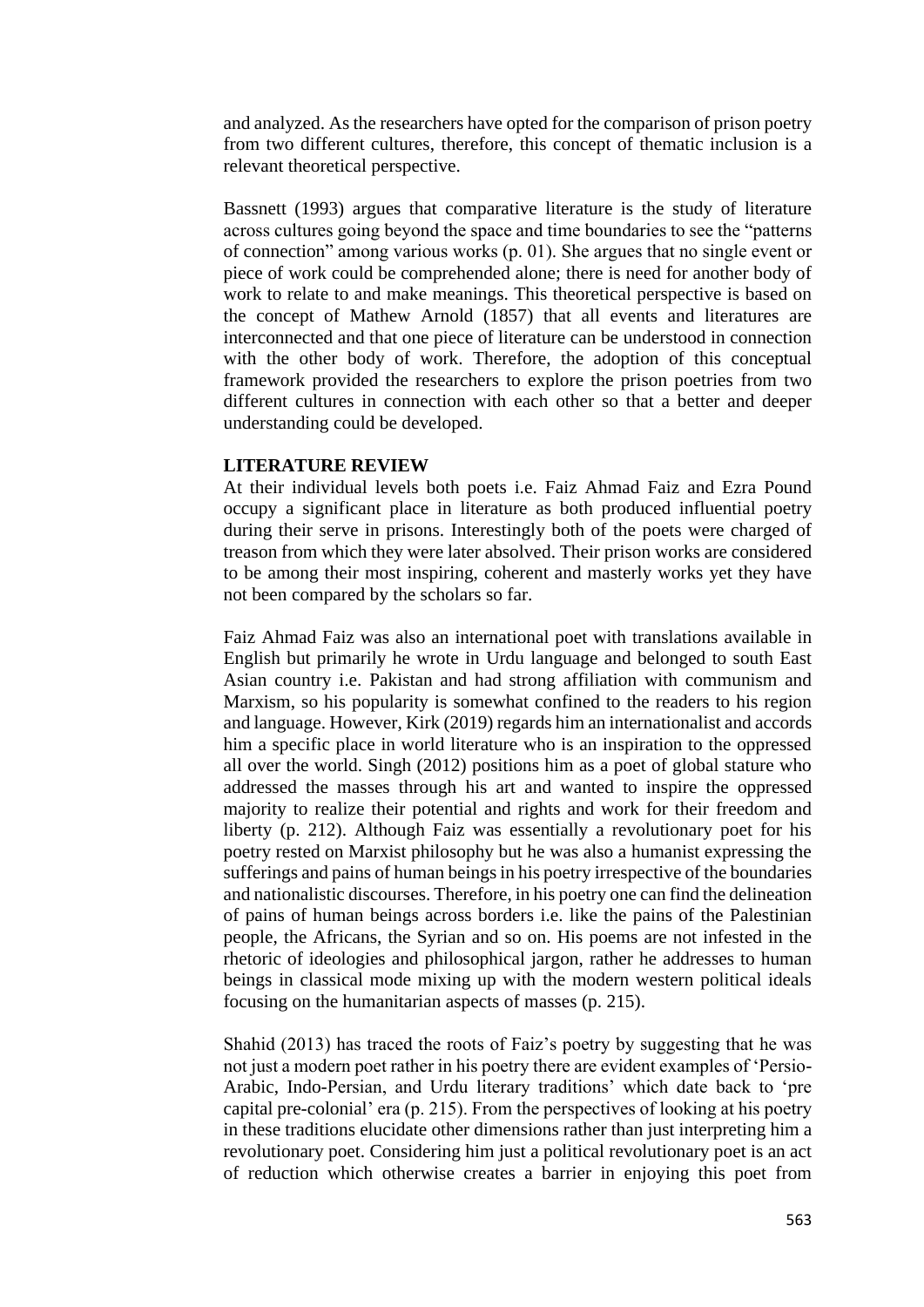and analyzed. As the researchers have opted for the comparison of prison poetry from two different cultures, therefore, this concept of thematic inclusion is a relevant theoretical perspective.

Bassnett (1993) argues that comparative literature is the study of literature across cultures going beyond the space and time boundaries to see the "patterns of connection" among various works (p. 01). She argues that no single event or piece of work could be comprehended alone; there is need for another body of work to relate to and make meanings. This theoretical perspective is based on the concept of Mathew Arnold (1857) that all events and literatures are interconnected and that one piece of literature can be understood in connection with the other body of work. Therefore, the adoption of this conceptual framework provided the researchers to explore the prison poetries from two different cultures in connection with each other so that a better and deeper understanding could be developed.

## LITERATURE REVIEW

At their individual levels both poets i.e. Faiz Ahmad Faiz and Ezra Pound occupy a significant place in literature as both produced influential poetry during their serve in prisons. Interestingly both of the poets were charged of treason from which they were later absolved. Their prison works are considered to be among their most inspiring, coherent and masterly works yet they have not been compared by the scholars so far.

Faiz Ahmad Faiz was also an international poet with translations available in English but primarily he wrote in Urdu language and belonged to south East Asian country i.e. Pakistan and had strong affiliation with communism and Marxism, so his popularity is somewhat confined to the readers to his region and language. However, Kirk (2019) regards him an internationalist and accords him a specific place in world literature who is an inspiration to the oppressed all over the world. Singh (2012) positions him as a poet of global stature who addressed the masses through his art and wanted to inspire the oppressed majority to realize their potential and rights and work for their freedom and liberty (p. 212). Although Faiz was essentially a revolutionary poet for his poetry rested on Marxist philosophy but he was also a humanist expressing the sufferings and pains of human beings in his poetry irrespective of the boundaries and nationalistic discourses. Therefore, in his poetry one can find the delineation of pains of human beings across borders i.e. like the pains of the Palestinian people, the Africans, the Syrian and so on. His poems are not infested in the rhetoric of ideologies and philosophical jargon, rather he addresses to human beings in classical mode mixing up with the modern western political ideals focusing on the humanitarian aspects of masses (p. 215).

Shahid (2013) has traced the roots of Faiz's poetry by suggesting that he was not just a modern poet rather in his poetry there are evident examples of 'Persio-Arabic, Indo-Persian, and Urdu literary traditions' which date back to 'pre capital pre-colonial' era (p. 215). From the perspectives of looking at his poetry in these traditions elucidate other dimensions rather than just interpreting him a revolutionary poet. Considering him just a political revolutionary poet is an act of reduction which otherwise creates a barrier in enjoying this poet from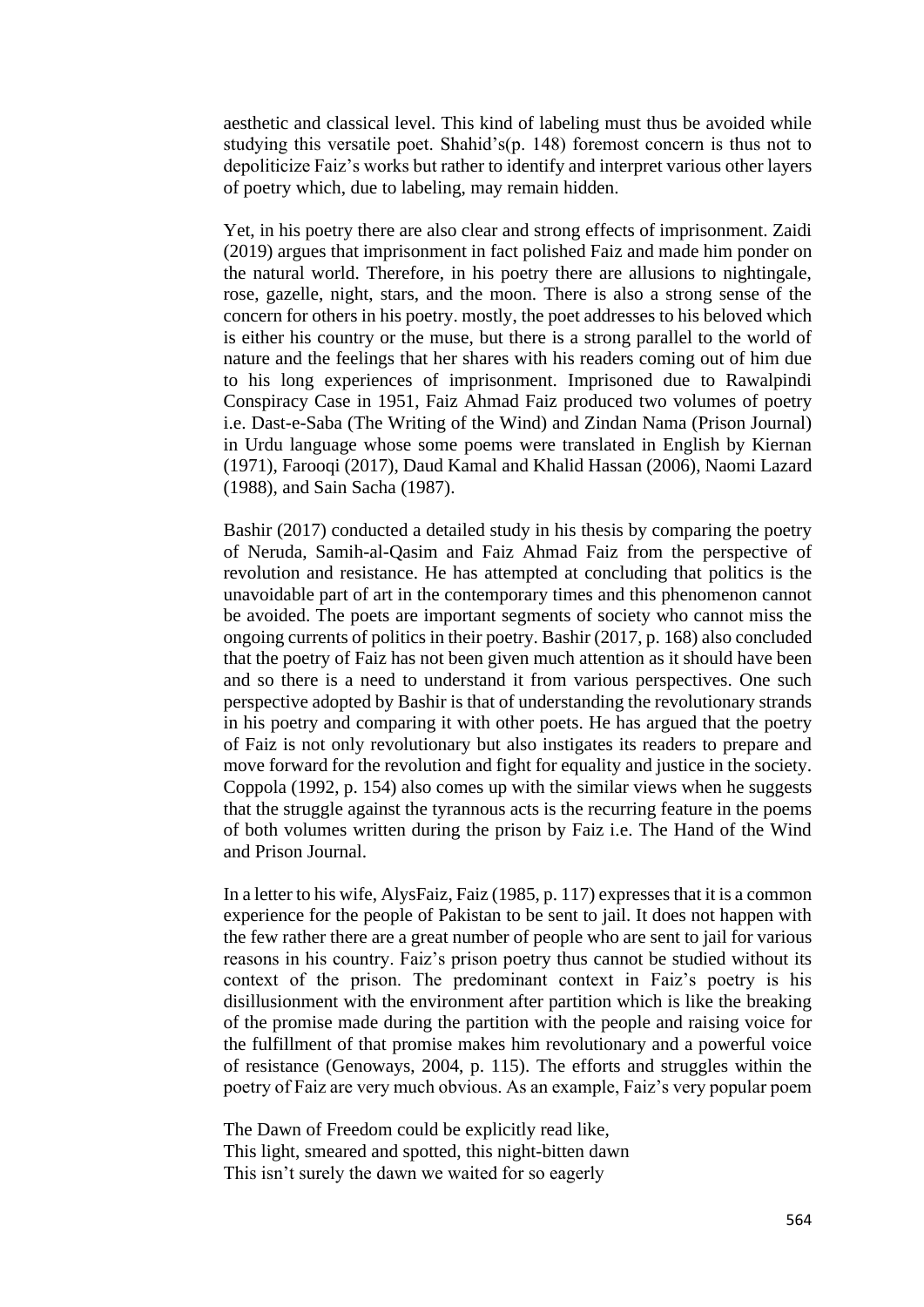aesthetic and classical level. This kind of labeling must thus be avoided while studying this versatile poet. Shahid's(p. 148) foremost concern is thus not to depoliticize Faiz's works but rather to identify and interpret various other layers of poetry which, due to labeling, may remain hidden.

Yet, in his poetry there are also clear and strong effects of imprisonment. Zaidi (2019) argues that imprisonment in fact polished Faiz and made him ponder on the natural world. Therefore, in his poetry there are allusions to nightingale, rose, gazelle, night, stars, and the moon. There is also a strong sense of the concern for others in his poetry. mostly, the poet addresses to his beloved which is either his country or the muse, but there is a strong parallel to the world of nature and the feelings that her shares with his readers coming out of him due to his long experiences of imprisonment. Imprisoned due to Rawalpindi Conspiracy Case in 1951, Faiz Ahmad Faiz produced two volumes of poetry i.e. Dast-e-Saba (The Writing of the Wind) and Zindan Nama (Prison Journal) in Urdu language whose some poems were translated in English by Kiernan (1971), Farooqi (2017), Daud Kamal and Khalid Hassan (2006), Naomi Lazard (1988), and Sain Sacha (1987).

Bashir (2017) conducted a detailed study in his thesis by comparing the poetry of Neruda, Samih-al-Qasim and Faiz Ahmad Faiz from the perspective of revolution and resistance. He has attempted at concluding that politics is the unavoidable part of art in the contemporary times and this phenomenon cannot be avoided. The poets are important segments of society who cannot miss the ongoing currents of politics in their poetry. Bashir (2017, p. 168) also concluded that the poetry of Faiz has not been given much attention as it should have been and so there is a need to understand it from various perspectives. One such perspective adopted by Bashir is that of understanding the revolutionary strands in his poetry and comparing it with other poets. He has argued that the poetry of Faiz is not only revolutionary but also instigates its readers to prepare and move forward for the revolution and fight for equality and justice in the society. Coppola (1992, p. 154) also comes up with the similar views when he suggests that the struggle against the tyrannous acts is the recurring feature in the poems of both volumes written during the prison by Faiz i.e. The Hand of the Wind and Prison Journal.

In a letter to his wife, AlysFaiz, Faiz (1985, p. 117) expresses that it is a common experience for the people of Pakistan to be sent to jail. It does not happen with the few rather there are a great number of people who are sent to jail for various reasons in his country. Faiz's prison poetry thus cannot be studied without its context of the prison. The predominant context in Faiz's poetry is his disillusionment with the environment after partition which is like the breaking of the promise made during the partition with the people and raising voice for the fulfillment of that promise makes him revolutionary and a powerful voice of resistance (Genoways, 2004, p. 115). The efforts and struggles within the poetry of Faiz are very much obvious. As an example, Faiz's very popular poem

The Dawn of Freedom could be explicitly read like,
This light, smeared and spotted, this night-bitten dawn
This isn't surely the dawn we waited for so eagerly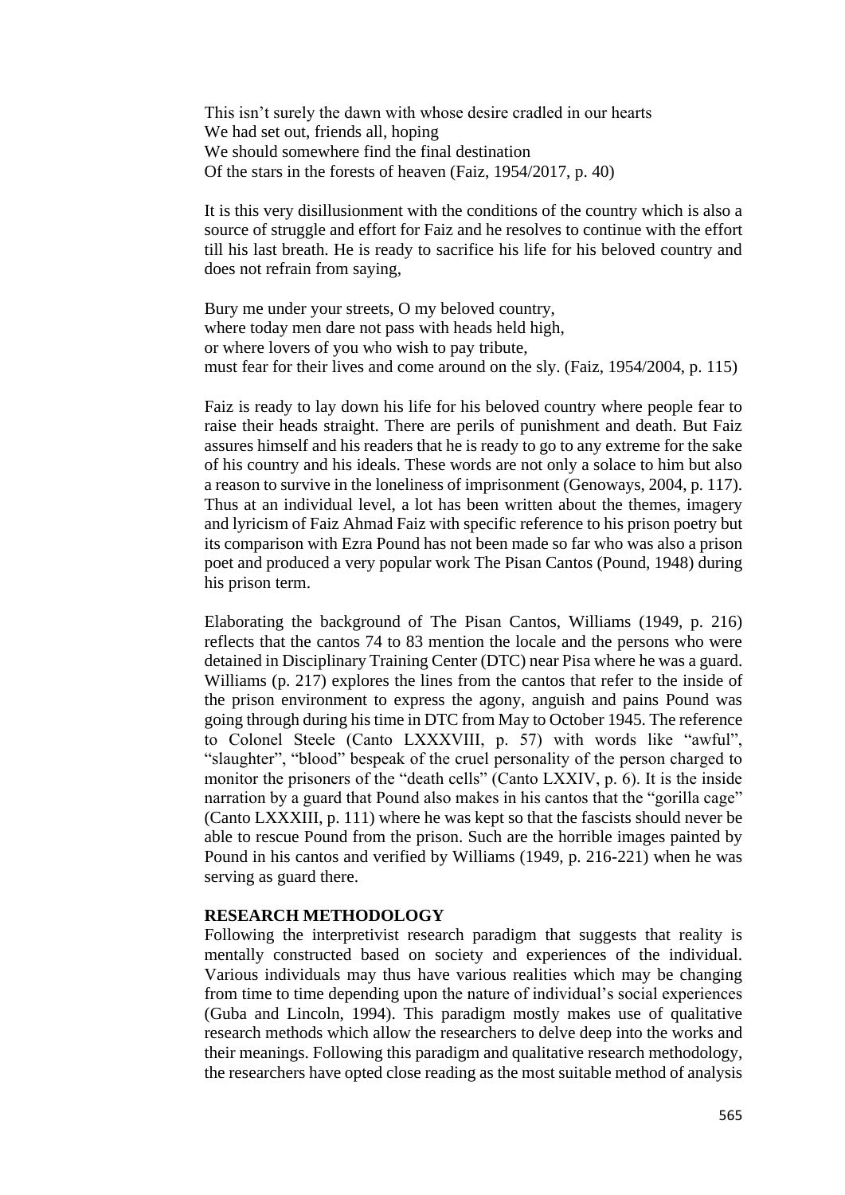This isn't surely the dawn with whose desire cradled in our hearts  
We had set out, friends all, hoping  
We should somewhere find the final destination  
Of the stars in the forests of heaven (Faiz, 1954/2017, p. 40)

It is this very disillusionment with the conditions of the country which is also a source of struggle and effort for Faiz and he resolves to continue with the effort till his last breath. He is ready to sacrifice his life for his beloved country and does not refrain from saying,

Bury me under your streets, O my beloved country,  
where today men dare not pass with heads held high,  
or where lovers of you who wish to pay tribute,  
must fear for their lives and come around on the sly. (Faiz, 1954/2004, p. 115)

Faiz is ready to lay down his life for his beloved country where people fear to raise their heads straight. There are perils of punishment and death. But Faiz assures himself and his readers that he is ready to go to any extreme for the sake of his country and his ideals. These words are not only a solace to him but also a reason to survive in the loneliness of imprisonment (Genoways, 2004, p. 117). Thus at an individual level, a lot has been written about the themes, imagery and lyricism of Faiz Ahmad Faiz with specific reference to his prison poetry but its comparison with Ezra Pound has not been made so far who was also a prison poet and produced a very popular work The Pisan Cantos (Pound, 1948) during his prison term.

Elaborating the background of The Pisan Cantos, Williams (1949, p. 216) reflects that the cantos 74 to 83 mention the locale and the persons who were detained in Disciplinary Training Center (DTC) near Pisa where he was a guard. Williams (p. 217) explores the lines from the cantos that refer to the inside of the prison environment to express the agony, anguish and pains Pound was going through during his time in DTC from May to October 1945. The reference to Colonel Steele (Canto LXXXVIII, p. 57) with words like "awful", "slaughter", "blood" bespeak of the cruel personality of the person charged to monitor the prisoners of the "death cells" (Canto LXXIV, p. 6). It is the inside narration by a guard that Pound also makes in his cantos that the "gorilla cage" (Canto LXXXIII, p. 111) where he was kept so that the fascists should never be able to rescue Pound from the prison. Such are the horrible images painted by Pound in his cantos and verified by Williams (1949, p. 216-221) when he was serving as guard there.

## RESEARCH METHODOLOGY

Following the interpretivist research paradigm that suggests that reality is mentally constructed based on society and experiences of the individual. Various individuals may thus have various realities which may be changing from time to time depending upon the nature of individual's social experiences (Guba and Lincoln, 1994). This paradigm mostly makes use of qualitative research methods which allow the researchers to delve deep into the works and their meanings. Following this paradigm and qualitative research methodology, the researchers have opted close reading as the most suitable method of analysis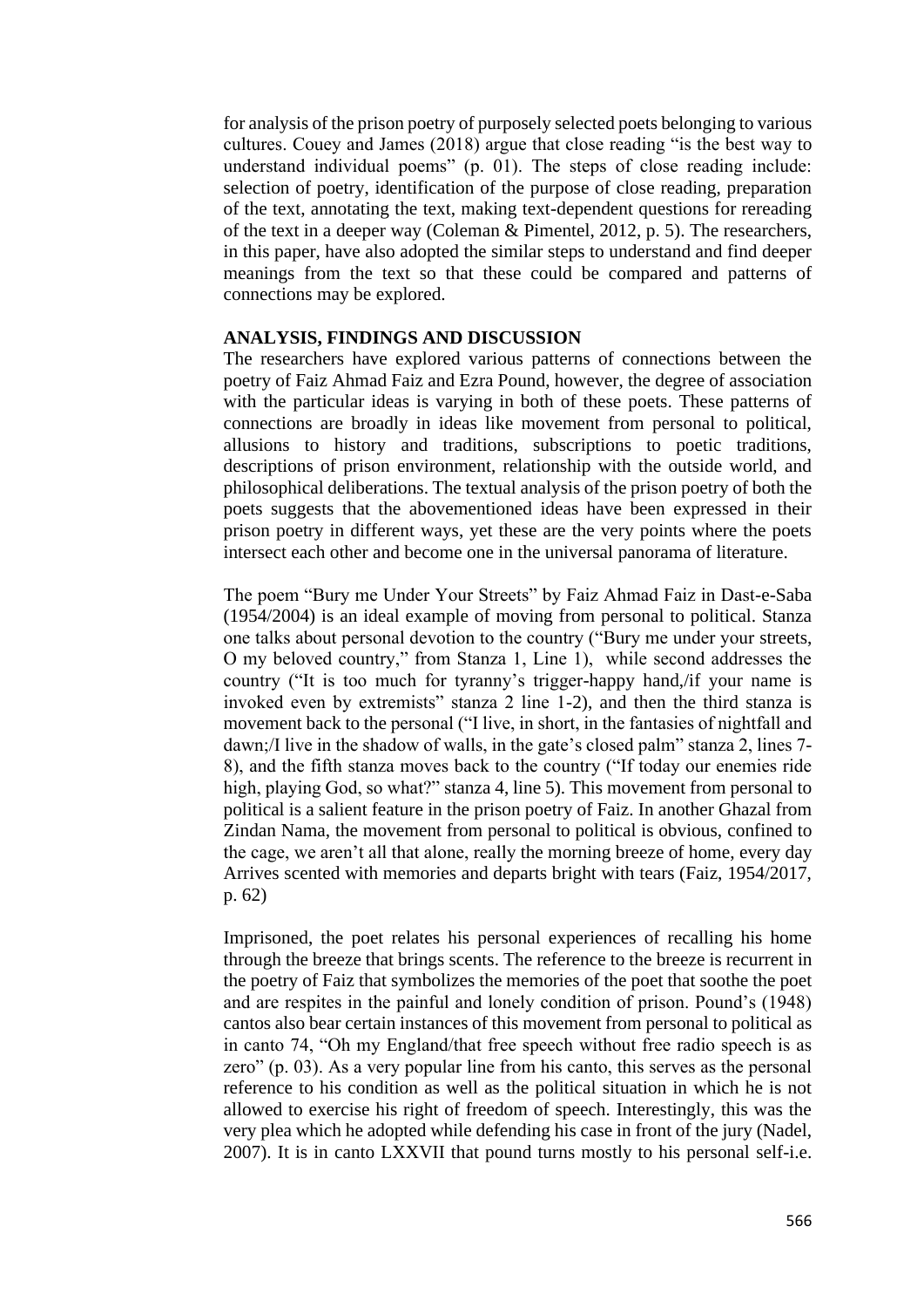for analysis of the prison poetry of purposely selected poets belonging to various cultures. Couey and James (2018) argue that close reading "is the best way to understand individual poems" (p. 01). The steps of close reading include: selection of poetry, identification of the purpose of close reading, preparation of the text, annotating the text, making text-dependent questions for rereading of the text in a deeper way (Coleman & Pimentel, 2012, p. 5). The researchers, in this paper, have also adopted the similar steps to understand and find deeper meanings from the text so that these could be compared and patterns of connections may be explored.

## ANALYSIS, FINDINGS AND DISCUSSION

The researchers have explored various patterns of connections between the poetry of Faiz Ahmad Faiz and Ezra Pound, however, the degree of association with the particular ideas is varying in both of these poets. These patterns of connections are broadly in ideas like movement from personal to political, allusions to history and traditions, subscriptions to poetic traditions, descriptions of prison environment, relationship with the outside world, and philosophical deliberations. The textual analysis of the prison poetry of both the poets suggests that the abovementioned ideas have been expressed in their prison poetry in different ways, yet these are the very points where the poets intersect each other and become one in the universal panorama of literature.

The poem "Bury me Under Your Streets" by Faiz Ahmad Faiz in Dast-e-Saba (1954/2004) is an ideal example of moving from personal to political. Stanza one talks about personal devotion to the country ("Bury me under your streets, O my beloved country," from Stanza 1, Line 1), while second addresses the country ("It is too much for tyranny's trigger-happy hand,/if your name is invoked even by extremists" stanza 2 line 1-2), and then the third stanza is movement back to the personal ("I live, in short, in the fantasies of nightfall and dawn;/I live in the shadow of walls, in the gate's closed palm" stanza 2, lines 7-8), and the fifth stanza moves back to the country ("If today our enemies ride high, playing God, so what?" stanza 4, line 5). This movement from personal to political is a salient feature in the prison poetry of Faiz. In another Ghazal from Zindan Nama, the movement from personal to political is obvious, confined to the cage, we aren't all that alone, really the morning breeze of home, every day Arrives scented with memories and departs bright with tears (Faiz, 1954/2017, p. 62)

Imprisoned, the poet relates his personal experiences of recalling his home through the breeze that brings scents. The reference to the breeze is recurrent in the poetry of Faiz that symbolizes the memories of the poet that soothe the poet and are respites in the painful and lonely condition of prison. Pound's (1948) cantos also bear certain instances of this movement from personal to political as in canto 74, "Oh my England/that free speech without free radio speech is as zero" (p. 03). As a very popular line from his canto, this serves as the personal reference to his condition as well as the political situation in which he is not allowed to exercise his right of freedom of speech. Interestingly, this was the very plea which he adopted while defending his case in front of the jury (Nadel, 2007). It is in canto LXXVII that pound turns mostly to his personal self-i.e.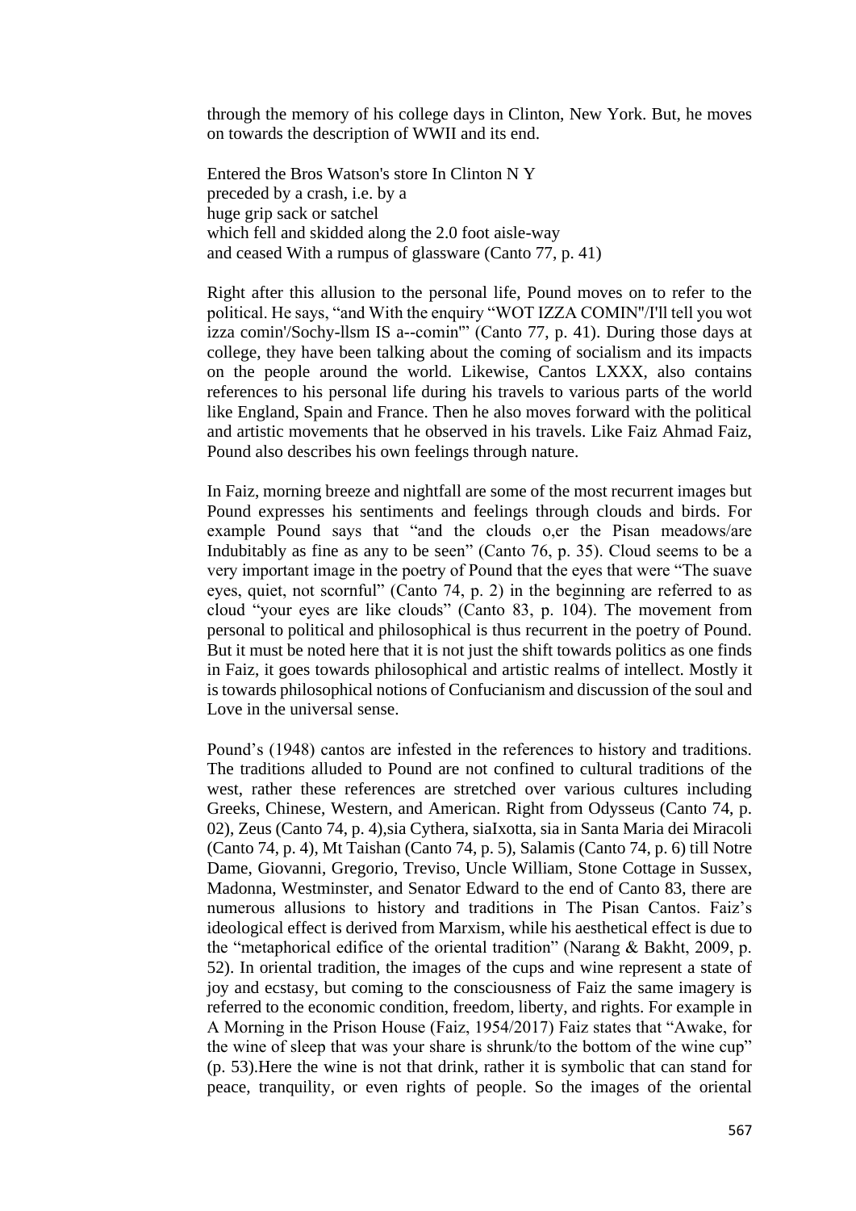through the memory of his college days in Clinton, New York. But, he moves on towards the description of WWII and its end.

Entered the Bros Watson's store In Clinton N Y  
preceded by a crash, i.e. by a  
huge grip sack or satchel  
which fell and skidded along the 2.0 foot aisle-way  
and ceased With a rumpus of glassware (Canto 77, p. 41)

Right after this allusion to the personal life, Pound moves on to refer to the political. He says, "and With the enquiry "WOT IZZA COMIN"/I'll tell you wot izza comin'/Sochy-llsm IS a--comin"" (Canto 77, p. 41). During those days at college, they have been talking about the coming of socialism and its impacts on the people around the world. Likewise, Cantos LXXX, also contains references to his personal life during his travels to various parts of the world like England, Spain and France. Then he also moves forward with the political and artistic movements that he observed in his travels. Like Faiz Ahmad Faiz, Pound also describes his own feelings through nature.

In Faiz, morning breeze and nightfall are some of the most recurrent images but Pound expresses his sentiments and feelings through clouds and birds. For example Pound says that "and the clouds o,er the Pisan meadows/are Indubitably as fine as any to be seen" (Canto 76, p. 35). Cloud seems to be a very important image in the poetry of Pound that the eyes that were "The suave eyes, quiet, not scornful" (Canto 74, p. 2) in the beginning are referred to as cloud "your eyes are like clouds" (Canto 83, p. 104). The movement from personal to political and philosophical is thus recurrent in the poetry of Pound. But it must be noted here that it is not just the shift towards politics as one finds in Faiz, it goes towards philosophical and artistic realms of intellect. Mostly it is towards philosophical notions of Confucianism and discussion of the soul and Love in the universal sense.

Pound's (1948) cantos are infested in the references to history and traditions. The traditions alluded to Pound are not confined to cultural traditions of the west, rather these references are stretched over various cultures including Greeks, Chinese, Western, and American. Right from Odysseus (Canto 74, p. 02), Zeus (Canto 74, p. 4),sia Cythera, siaIxotta, sia in Santa Maria dei Miracoli (Canto 74, p. 4), Mt Taishan (Canto 74, p. 5), Salamis (Canto 74, p. 6) till Notre Dame, Giovanni, Gregorio, Treviso, Uncle William, Stone Cottage in Sussex, Madonna, Westminster, and Senator Edward to the end of Canto 83, there are numerous allusions to history and traditions in The Pisan Cantos. Faiz's ideological effect is derived from Marxism, while his aesthetical effect is due to the "metaphorical edifice of the oriental tradition" (Narang & Bakht, 2009, p. 52). In oriental tradition, the images of the cups and wine represent a state of joy and ecstasy, but coming to the consciousness of Faiz the same imagery is referred to the economic condition, freedom, liberty, and rights. For example in A Morning in the Prison House (Faiz, 1954/2017) Faiz states that "Awake, for the wine of sleep that was your share is shrunk/to the bottom of the wine cup" (p. 53).Here the wine is not that drink, rather it is symbolic that can stand for peace, tranquility, or even rights of people. So the images of the oriental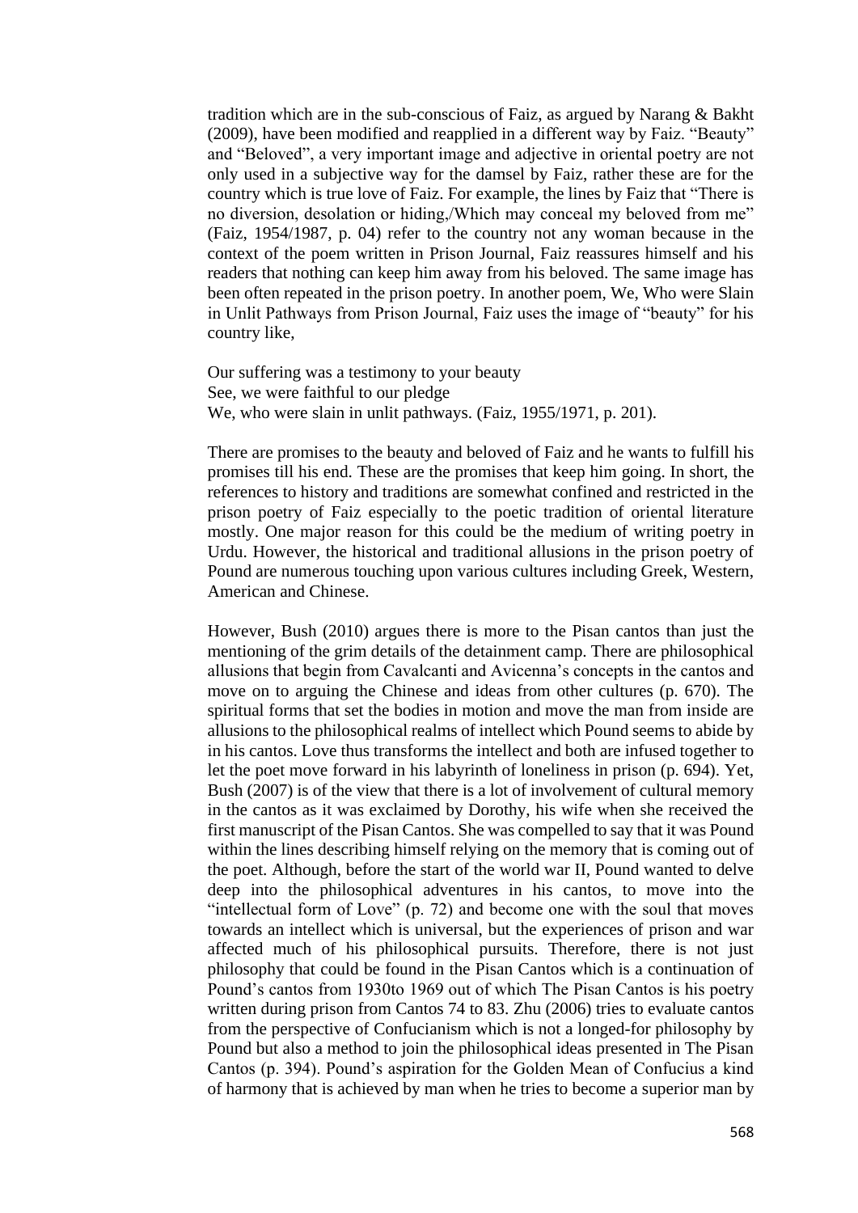tradition which are in the sub-conscious of Faiz, as argued by Narang & Bakht (2009), have been modified and reapplied in a different way by Faiz. "Beauty" and "Beloved", a very important image and adjective in oriental poetry are not only used in a subjective way for the damsel by Faiz, rather these are for the country which is true love of Faiz. For example, the lines by Faiz that "There is no diversion, desolation or hiding,/Which may conceal my beloved from me" (Faiz, 1954/1987, p. 04) refer to the country not any woman because in the context of the poem written in Prison Journal, Faiz reassures himself and his readers that nothing can keep him away from his beloved. The same image has been often repeated in the prison poetry. In another poem, We, Who were Slain in Unlit Pathways from Prison Journal, Faiz uses the image of "beauty" for his country like,

Our suffering was a testimony to your beauty
See, we were faithful to our pledge
We, who were slain in unlit pathways. (Faiz, 1955/1971, p. 201).

There are promises to the beauty and beloved of Faiz and he wants to fulfill his promises till his end. These are the promises that keep him going. In short, the references to history and traditions are somewhat confined and restricted in the prison poetry of Faiz especially to the poetic tradition of oriental literature mostly. One major reason for this could be the medium of writing poetry in Urdu. However, the historical and traditional allusions in the prison poetry of Pound are numerous touching upon various cultures including Greek, Western, American and Chinese.

However, Bush (2010) argues there is more to the Pisan cantos than just the mentioning of the grim details of the detainment camp. There are philosophical allusions that begin from Cavalcanti and Avicenna's concepts in the cantos and move on to arguing the Chinese and ideas from other cultures (p. 670). The spiritual forms that set the bodies in motion and move the man from inside are allusions to the philosophical realms of intellect which Pound seems to abide by in his cantos. Love thus transforms the intellect and both are infused together to let the poet move forward in his labyrinth of loneliness in prison (p. 694). Yet, Bush (2007) is of the view that there is a lot of involvement of cultural memory in the cantos as it was exclaimed by Dorothy, his wife when she received the first manuscript of the Pisan Cantos. She was compelled to say that it was Pound within the lines describing himself relying on the memory that is coming out of the poet. Although, before the start of the world war II, Pound wanted to delve deep into the philosophical adventures in his cantos, to move into the "intellectual form of Love" (p. 72) and become one with the soul that moves towards an intellect which is universal, but the experiences of prison and war affected much of his philosophical pursuits. Therefore, there is not just philosophy that could be found in the Pisan Cantos which is a continuation of Pound's cantos from 1930to 1969 out of which The Pisan Cantos is his poetry written during prison from Cantos 74 to 83. Zhu (2006) tries to evaluate cantos from the perspective of Confucianism which is not a longed-for philosophy by Pound but also a method to join the philosophical ideas presented in The Pisan Cantos (p. 394). Pound's aspiration for the Golden Mean of Confucius a kind of harmony that is achieved by man when he tries to become a superior man by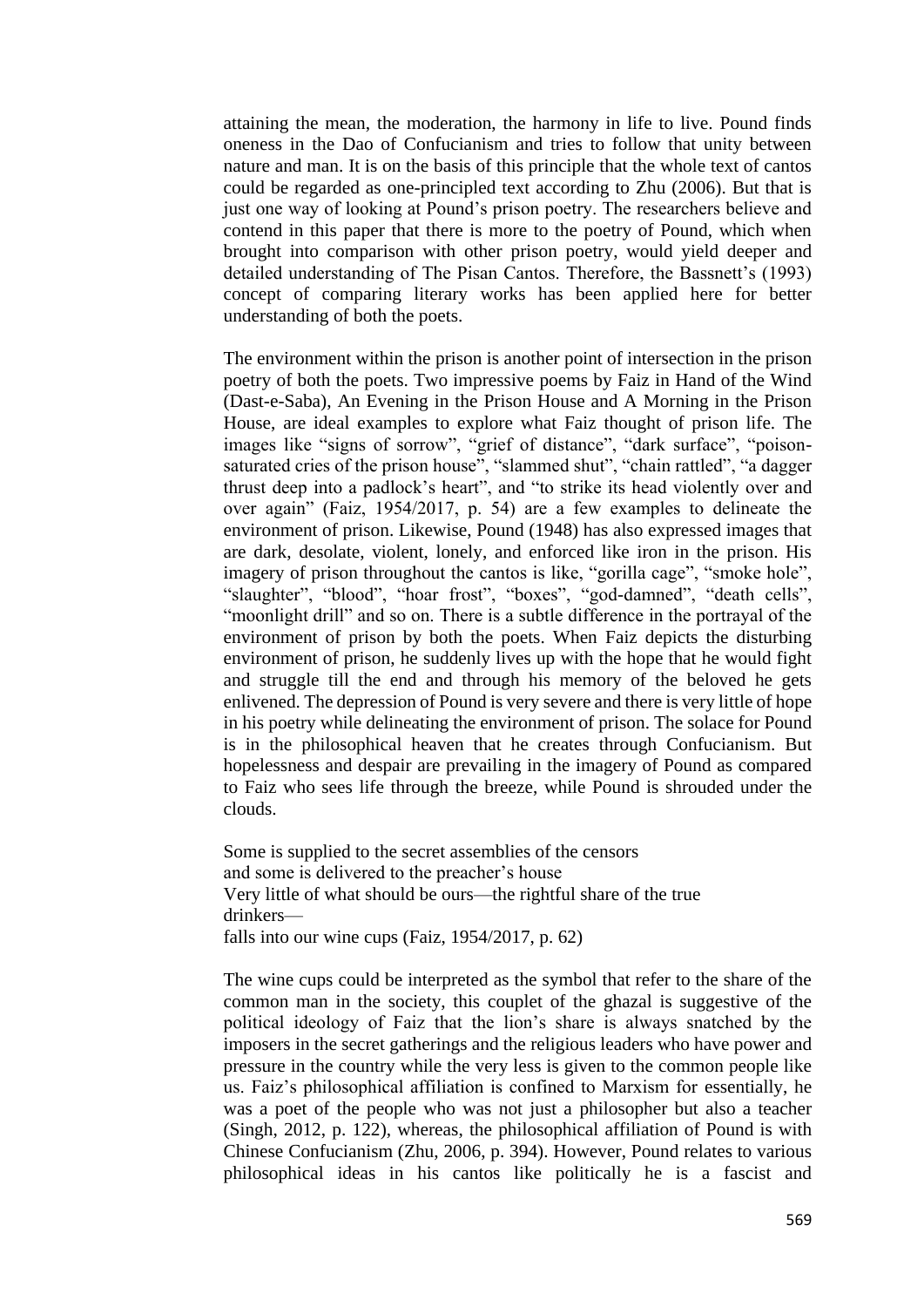attaining the mean, the moderation, the harmony in life to live. Pound finds oneness in the Dao of Confucianism and tries to follow that unity between nature and man. It is on the basis of this principle that the whole text of cantos could be regarded as one-principled text according to Zhu (2006). But that is just one way of looking at Pound's prison poetry. The researchers believe and contend in this paper that there is more to the poetry of Pound, which when brought into comparison with other prison poetry, would yield deeper and detailed understanding of The Pisan Cantos. Therefore, the Bassnett's (1993) concept of comparing literary works has been applied here for better understanding of both the poets.

The environment within the prison is another point of intersection in the prison poetry of both the poets. Two impressive poems by Faiz in Hand of the Wind (Dast-e-Saba), An Evening in the Prison House and A Morning in the Prison House, are ideal examples to explore what Faiz thought of prison life. The images like "signs of sorrow", "grief of distance", "dark surface", "poison-saturated cries of the prison house", "slammed shut", "chain rattled", "a dagger thrust deep into a padlock's heart", and "to strike its head violently over and over again" (Faiz, 1954/2017, p. 54) are a few examples to delineate the environment of prison. Likewise, Pound (1948) has also expressed images that are dark, desolate, violent, lonely, and enforced like iron in the prison. His imagery of prison throughout the cantos is like, "gorilla cage", "smoke hole", "slaughter", "blood", "hoar frost", "boxes", "god-damned", "death cells", "moonlight drill" and so on. There is a subtle difference in the portrayal of the environment of prison by both the poets. When Faiz depicts the disturbing environment of prison, he suddenly lives up with the hope that he would fight and struggle till the end and through his memory of the beloved he gets enlivened. The depression of Pound is very severe and there is very little of hope in his poetry while delineating the environment of prison. The solace for Pound is in the philosophical heaven that he creates through Confucianism. But hopelessness and despair are prevailing in the imagery of Pound as compared to Faiz who sees life through the breeze, while Pound is shrouded under the clouds.

Some is supplied to the secret assemblies of the censors  
and some is delivered to the preacher's house  
Very little of what should be ours—the rightful share of the true drinkers—  
falls into our wine cups (Faiz, 1954/2017, p. 62)

The wine cups could be interpreted as the symbol that refer to the share of the common man in the society, this couplet of the ghazal is suggestive of the political ideology of Faiz that the lion's share is always snatched by the imposers in the secret gatherings and the religious leaders who have power and pressure in the country while the very less is given to the common people like us. Faiz's philosophical affiliation is confined to Marxism for essentially, he was a poet of the people who was not just a philosopher but also a teacher (Singh, 2012, p. 122), whereas, the philosophical affiliation of Pound is with Chinese Confucianism (Zhu, 2006, p. 394). However, Pound relates to various philosophical ideas in his cantos like politically he is a fascist and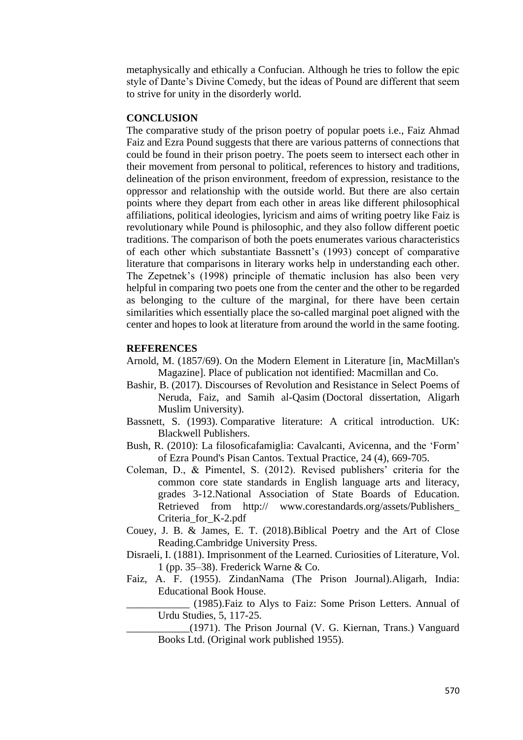metaphysically and ethically a Confucian. Although he tries to follow the epic style of Dante's Divine Comedy, but the ideas of Pound are different that seem to strive for unity in the disorderly world.

## CONCLUSION

The comparative study of the prison poetry of popular poets i.e., Faiz Ahmad Faiz and Ezra Pound suggests that there are various patterns of connections that could be found in their prison poetry. The poets seem to intersect each other in their movement from personal to political, references to history and traditions, delineation of the prison environment, freedom of expression, resistance to the oppressor and relationship with the outside world. But there are also certain points where they depart from each other in areas like different philosophical affiliations, political ideologies, lyricism and aims of writing poetry like Faiz is revolutionary while Pound is philosophic, and they also follow different poetic traditions. The comparison of both the poets enumerates various characteristics of each other which substantiate Bassnett's (1993) concept of comparative literature that comparisons in literary works help in understanding each other. The Zepetnek's (1998) principle of thematic inclusion has also been very helpful in comparing two poets one from the center and the other to be regarded as belonging to the culture of the marginal, for there have been certain similarities which essentially place the so-called marginal poet aligned with the center and hopes to look at literature from around the world in the same footing.

## REFERENCES

Arnold, M. (1857/69). On the Modern Element in Literature [in, MacMillan's Magazine]. Place of publication not identified: Macmillan and Co.

Bashir, B. (2017). Discourses of Revolution and Resistance in Select Poems of Neruda, Faiz, and Samih al-Qasim (Doctoral dissertation, Aligarh Muslim University).

Bassnett, S. (1993). Comparative literature: A critical introduction. UK: Blackwell Publishers.

Bush, R. (2010): La filosoficafamiglia: Cavalcanti, Avicenna, and the 'Form' of Ezra Pound's Pisan Cantos. Textual Practice, 24 (4), 669-705.

Coleman, D., & Pimentel, S. (2012). Revised publishers' criteria for the common core state standards in English language arts and literacy, grades 3-12.National Association of State Boards of Education. Retrieved from http:// www.corestandards.org/assets/Publishers_Criteria_for_K-2.pdf

Couey, J. B. & James, E. T. (2018).Biblical Poetry and the Art of Close Reading.Cambridge University Press.

Disraeli, I. (1881). Imprisonment of the Learned. Curiosities of Literature, Vol. 1 (pp. 35–38). Frederick Warne & Co.

Faiz, A. F. (1955). ZindanNama (The Prison Journal).Aligarh, India: Educational Book House.

____________ (1985).Faiz to Alys to Faiz: Some Prison Letters. Annual of Urdu Studies, 5, 117-25.

____________(1971). The Prison Journal (V. G. Kiernan, Trans.) Vanguard Books Ltd. (Original work published 1955).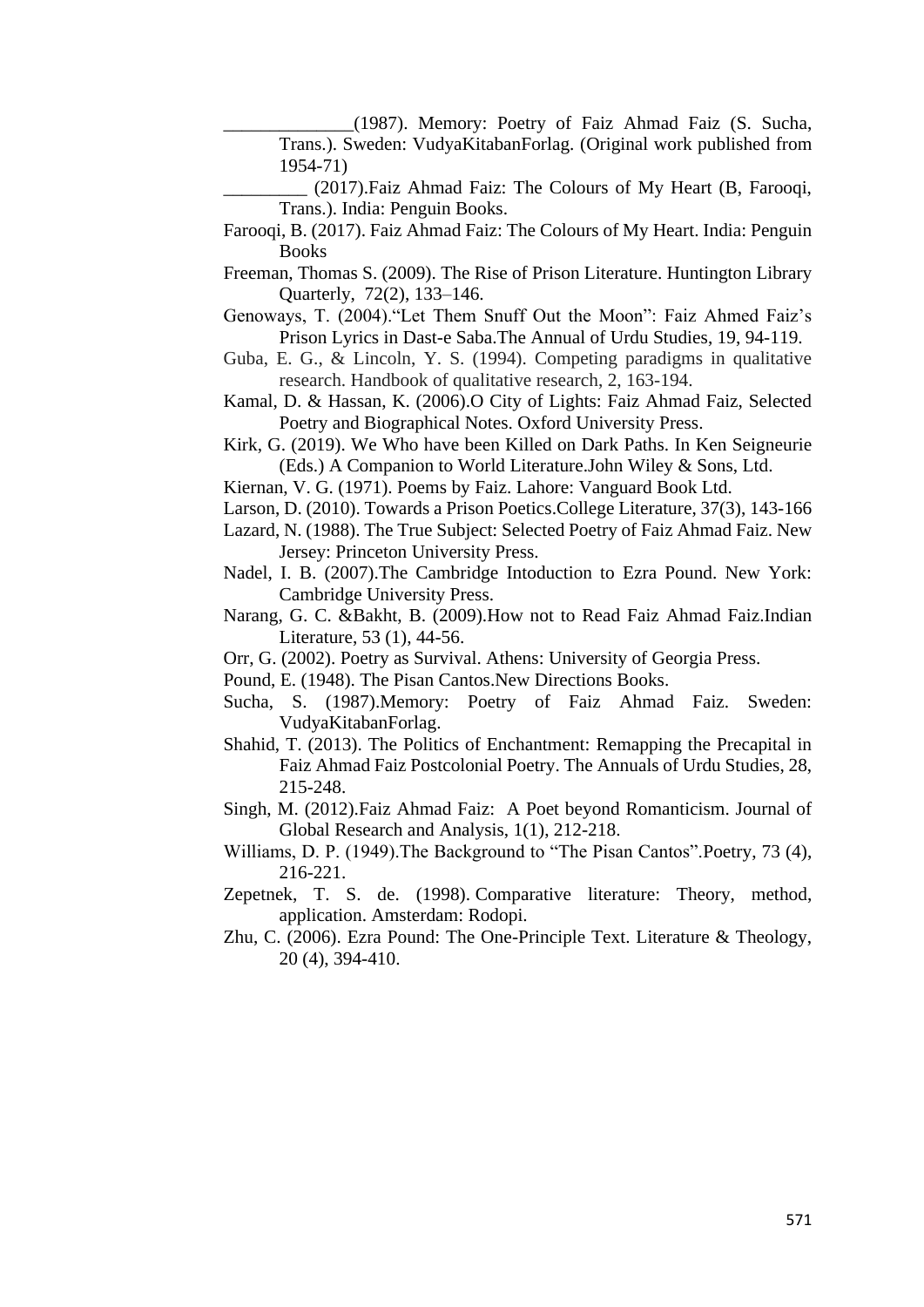______________(1987). Memory: Poetry of Faiz Ahmad Faiz (S. Sucha, Trans.). Sweden: VudyaKitabanForlag. (Original work published from 1954-71)

_________ (2017).Faiz Ahmad Faiz: The Colours of My Heart (B, Farooqi, Trans.). India: Penguin Books.

Farooqi, B. (2017). Faiz Ahmad Faiz: The Colours of My Heart. India: Penguin Books

Freeman, Thomas S. (2009). The Rise of Prison Literature. Huntington Library Quarterly, 72(2), 133–146.

Genoways, T. (2004).“Let Them Snuff Out the Moon”: Faiz Ahmed Faiz’s Prison Lyrics in Dast-e Saba.The Annual of Urdu Studies, 19, 94-119.

Guba, E. G., & Lincoln, Y. S. (1994). Competing paradigms in qualitative research. Handbook of qualitative research, 2, 163-194.

Kamal, D. & Hassan, K. (2006).O City of Lights: Faiz Ahmad Faiz, Selected Poetry and Biographical Notes. Oxford University Press.

Kirk, G. (2019). We Who have been Killed on Dark Paths. In Ken Seigneurie (Eds.) A Companion to World Literature.John Wiley & Sons, Ltd.

Kiernan, V. G. (1971). Poems by Faiz. Lahore: Vanguard Book Ltd.

Larson, D. (2010). Towards a Prison Poetics.College Literature, 37(3), 143-166

Lazard, N. (1988). The True Subject: Selected Poetry of Faiz Ahmad Faiz. New Jersey: Princeton University Press.

Nadel, I. B. (2007).The Cambridge Intoduction to Ezra Pound. New York: Cambridge University Press.

Narang, G. C. &Bakht, B. (2009).How not to Read Faiz Ahmad Faiz.Indian Literature, 53 (1), 44-56.

Orr, G. (2002). Poetry as Survival. Athens: University of Georgia Press.

Pound, E. (1948). The Pisan Cantos.New Directions Books.

Sucha, S. (1987).Memory: Poetry of Faiz Ahmad Faiz. Sweden: VudyaKitabanForlag.

Shahid, T. (2013). The Politics of Enchantment: Remapping the Precapital in Faiz Ahmad Faiz Postcolonial Poetry. The Annuals of Urdu Studies, 28, 215-248.

Singh, M. (2012).Faiz Ahmad Faiz: A Poet beyond Romanticism. Journal of Global Research and Analysis, 1(1), 212-218.

Williams, D. P. (1949).The Background to “The Pisan Cantos”.Poetry, 73 (4), 216-221.

Zepetnek, T. S. de. (1998). Comparative literature: Theory, method, application. Amsterdam: Rodopi.

Zhu, C. (2006). Ezra Pound: The One-Principle Text. Literature & Theology, 20 (4), 394-410.